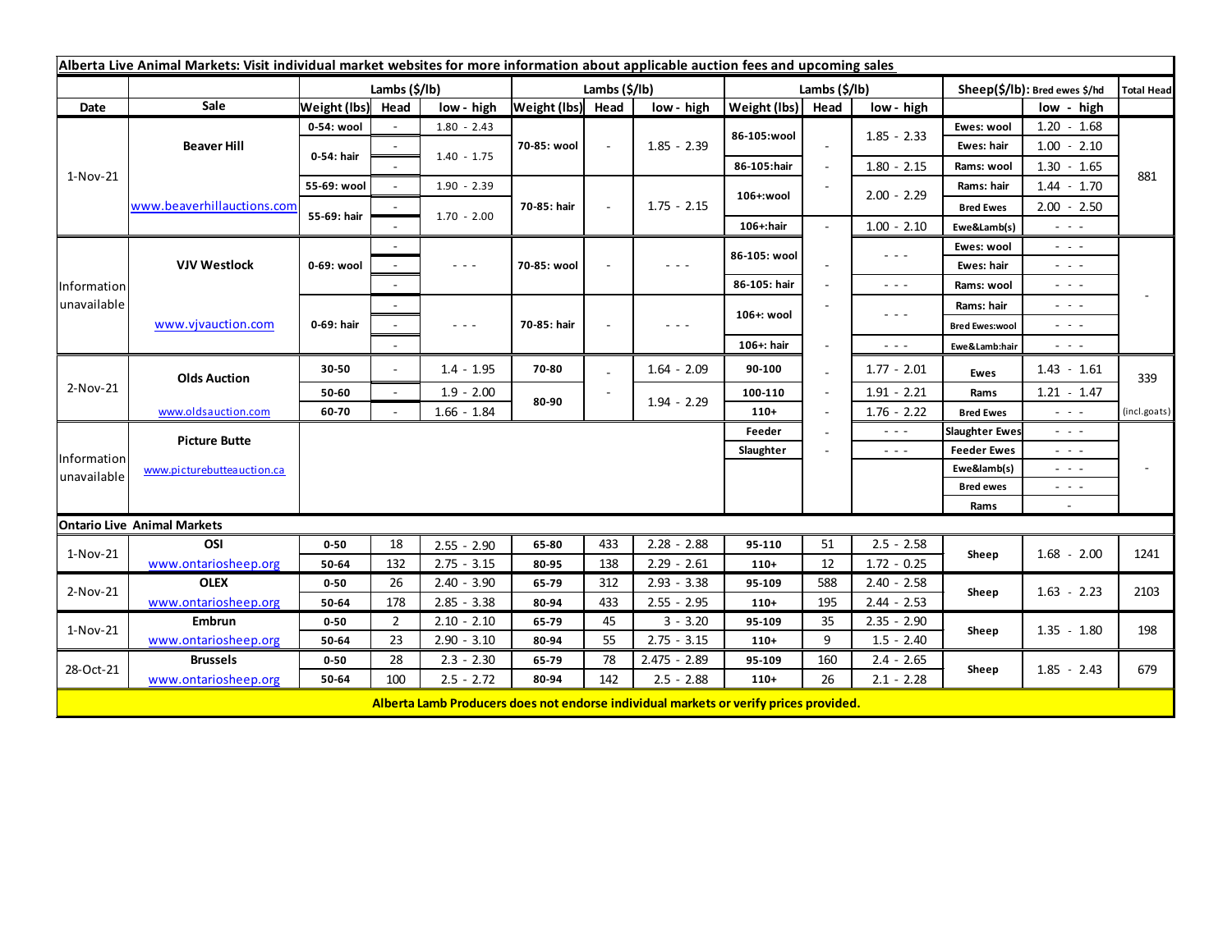| Alberta Live Animal Markets: Visit individual market websites for more information about applicable auction fees and upcoming sales | | | | | | | | | | | | | | |
|---|---|---|---|---|---|---|---|---|---|---|---|---|---|---|
| | | Lambs ($/lb) | | | Lambs ($/lb) | | | Lambs ($/lb) | | | Sheep($/lb): Bred ewes $/hd | | | Total Head |
| Date | Sale | Weight (lbs) | Head | low - high | Weight (lbs) | Head | low - high | Weight (lbs) | Head | low - high | | low - high | | |
| 1-Nov-21 | Beaver Hill | 0-54: wool | - | 1.80 - 2.43 | 70-85: wool | - | 1.85 - 2.39 | 86-105:wool | - | 1.85 - 2.33 | Ewes: wool | 1.20 - 1.68 | | 881 |
| | | 0-54: hair | - | 1.40 - 1.75 | | | | | | | Ewes: hair | 1.00 - 2.10 | | |
| | | | - | | | | | 86-105:hair | - | 1.80 - 2.15 | Rams: wool | 1.30 - 1.65 | | |
| | | 55-69: wool | - | 1.90 - 2.39 | 70-85: hair | - | 1.75 - 2.15 | 106+:wool | - | 2.00 - 2.29 | Rams: hair | 1.44 - 1.70 | | |
| | www.beaverhillauctions.com | 55-69: hair | - | 1.70 - 2.00 | | | | | | | Bred Ewes | 2.00 - 2.50 | | |
| | | | - | | | | | 106+:hair | - | 1.00 - 2.10 | Ewe&Lamb(s) | - - - | | |
| Information unavailable | VJV Westlock | 0-69: wool | - | - - - | 70-85: wool | - | - - - | 86-105: wool | - | - - - | Ewes: wool | - - - | | - |
| | | | - | | | | | | | | Ewes: hair | - - - | | |
| | | | - | | | | | 86-105: hair | - | - - - | Rams: wool | - - - | | |
| | www.vjvauction.com | 0-69: hair | - | - - - | 70-85: hair | - | - - - | 106+: wool | - | - - - | Rams: hair | - - - | | |
| | | | - | | | | | | | | Bred Ewes:wool | - - - | | |
| | | | - | | | | | 106+: hair | - | - - - | Ewe&Lamb:hair | - - - | | |
| 2-Nov-21 | Olds Auction | 30-50 | - | 1.4 - 1.95 | 70-80 | - | 1.64 - 2.09 | 90-100 | - | 1.77 - 2.01 | Ewes | 1.43 - 1.61 | | 339 |
| | | 50-60 | - | 1.9 - 2.00 | 80-90 | - | 1.94 - 2.29 | 100-110 | - | 1.91 - 2.21 | Rams | 1.21 - 1.47 | | |
| | www.oldsauction.com | 60-70 | - | 1.66 - 1.84 | | | | 110+ | - | 1.76 - 2.22 | Bred Ewes | - - - | | (incl.goats) |
| Information unavailable | Picture Butte | | | | | | | Feeder | - | - - - | Slaughter Ewes | - - - | | - |
| | | | | | | | | Slaughter | - | - - - | Feeder Ewes | - - - | | |
| | www.picturebutteauction.ca | | | | | | | | | | Ewe&lamb(s) | - - - | | |
| | | | | | | | | | | | Bred ewes | - - - | | |
| | | | | | | | | | | | Rams | - | | |
| **Ontario Live Animal Markets** | | | | | | | | | | | | | | |
| 1-Nov-21 | OSI | 0-50 | 18 | 2.55 - 2.90 | 65-80 | 433 | 2.28 - 2.88 | 95-110 | 51 | 2.5 - 2.58 | Sheep | 1.68 - 2.00 | | 1241 |
| | www.ontariosheep.org | 50-64 | 132 | 2.75 - 3.15 | 80-95 | 138 | 2.29 - 2.61 | 110+ | 12 | 1.72 - 0.25 | | | | |
| 2-Nov-21 | OLEX | 0-50 | 26 | 2.40 - 3.90 | 65-79 | 312 | 2.93 - 3.38 | 95-109 | 588 | 2.40 - 2.58 | Sheep | 1.63 - 2.23 | | 2103 |
| | www.ontariosheep.org | 50-64 | 178 | 2.85 - 3.38 | 80-94 | 433 | 2.55 - 2.95 | 110+ | 195 | 2.44 - 2.53 | | | | |
| 1-Nov-21 | Embrun | 0-50 | 2 | 2.10 - 2.10 | 65-79 | 45 | 3 - 3.20 | 95-109 | 35 | 2.35 - 2.90 | Sheep | 1.35 - 1.80 | | 198 |
| | www.ontariosheep.org | 50-64 | 23 | 2.90 - 3.10 | 80-94 | 55 | 2.75 - 3.15 | 110+ | 9 | 1.5 - 2.40 | | | | |
| 28-Oct-21 | Brussels | 0-50 | 28 | 2.3 - 2.30 | 65-79 | 78 | 2.475 - 2.89 | 95-109 | 160 | 2.4 - 2.65 | Sheep | 1.85 - 2.43 | | 679 |
| | www.ontariosheep.org | 50-64 | 100 | 2.5 - 2.72 | 80-94 | 142 | 2.5 - 2.88 | 110+ | 26 | 2.1 - 2.28 | | | | |

**Alberta Lamb Producers does not endorse individual markets or verify prices provided.**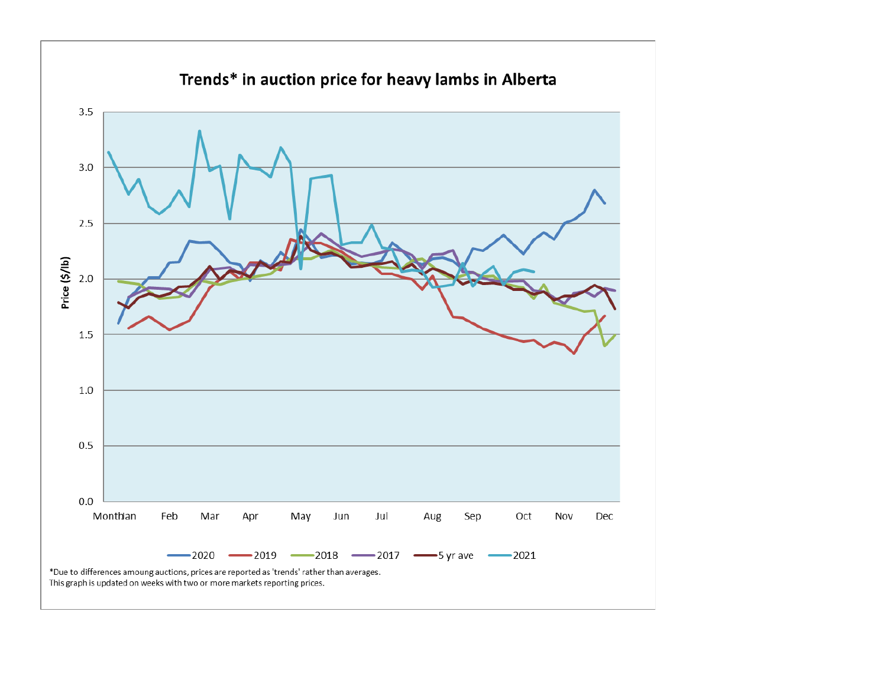## Trends* in auction price for heavy lambs in Alberta

Price ($/lb)

3.5
3.0
2.5
2.0
1.5
1.0
0.5
0.0

Month Jan Feb Mar Apr May Jun Jul Aug Sep Oct Nov Dec

2020 2019 2018 2017 5 yr ave 2021

*Due to differences amoung auctions, prices are reported as 'trends' rather than averages.
This graph is updated on weeks with two or more markets reporting prices.